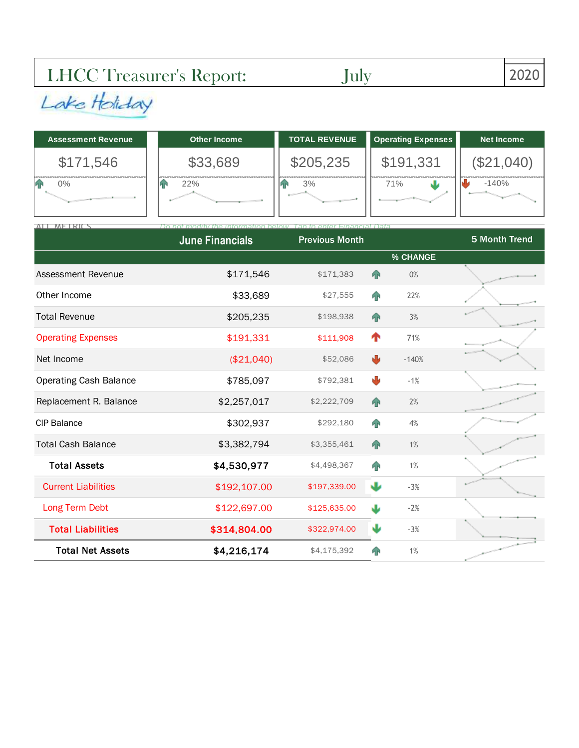# LHCC Treasurer's Report: July 2020

Lake Holiday

| Assessment Revenue | Other Income | TOTAL REVENUE | Operating Expenses | Net Income |
|---|---|---|---|---|
| $171,546 | $33,689 | $205,235 | $191,331 | ($21,040) |
| 0% | 22% | 3% | 71% | -140% |

ALL METRICS

*Do not modify the information below. Tap to enter Financial Data*

| | June Financials | Previous Month | | % CHANGE | 5 Month Trend |
|---|---|---|---|---|---|
| Assessment Revenue | $171,546 | $171,383 | ↑ | 0% | |
| Other Income | $33,689 | $27,555 | ↑ | 22% | |
| Total Revenue | $205,235 | $198,938 | ↑ | 3% | |
| Operating Expenses | $191,331 | $111,908 | ↑ | 71% | |
| Net Income | ($21,040) | $52,086 | ↓ | -140% | |
| Operating Cash Balance | $785,097 | $792,381 | ↓ | -1% | |
| Replacement R. Balance | $2,257,017 | $2,222,709 | ↑ | 2% | |
| CIP Balance | $302,937 | $292,180 | ↑ | 4% | |
| Total Cash Balance | $3,382,794 | $3,355,461 | ↑ | 1% | |
| **Total Assets** | **$4,530,977** | $4,498,367 | ↑ | 1% | |
| Current Liabilities | $192,107.00 | $197,339.00 | ↓ | -3% | |
| Long Term Debt | $122,697.00 | $125,635.00 | ↓ | -2% | |
| **Total Liabilities** | **$314,804.00** | $322,974.00 | ↓ | -3% | |
| **Total Net Assets** | **$4,216,174** | $4,175,392 | ↑ | 1% | |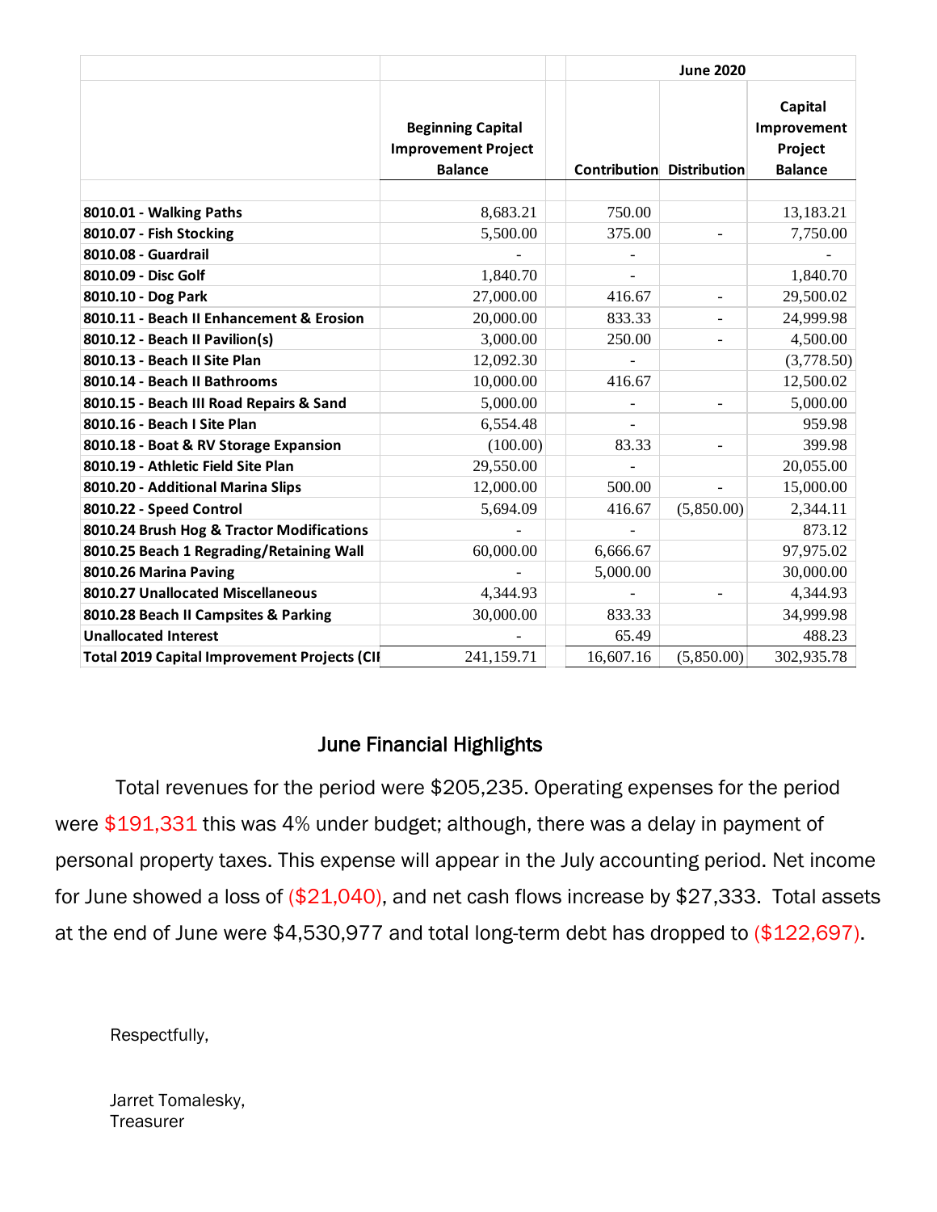| | Beginning Capital Improvement Project Balance | June 2020 Contribution | Distribution | Capital Improvement Project Balance |
|---|---|---|---|---|
| **8010.01 - Walking Paths** | 8,683.21 | 750.00 | | 13,183.21 |
| **8010.07 - Fish Stocking** | 5,500.00 | 375.00 | - | 7,750.00 |
| **8010.08 - Guardrail** | - | - | | - |
| **8010.09 - Disc Golf** | 1,840.70 | - | | 1,840.70 |
| **8010.10 - Dog Park** | 27,000.00 | 416.67 | - | 29,500.02 |
| **8010.11 - Beach II Enhancement & Erosion** | 20,000.00 | 833.33 | - | 24,999.98 |
| **8010.12 - Beach II Pavilion(s)** | 3,000.00 | 250.00 | - | 4,500.00 |
| **8010.13 - Beach II Site Plan** | 12,092.30 | - | | (3,778.50) |
| **8010.14 - Beach II Bathrooms** | 10,000.00 | 416.67 | | 12,500.02 |
| **8010.15 - Beach III Road Repairs & Sand** | 5,000.00 | - | - | 5,000.00 |
| **8010.16 - Beach I Site Plan** | 6,554.48 | - | | 959.98 |
| **8010.18 - Boat & RV Storage Expansion** | (100.00) | 83.33 | - | 399.98 |
| **8010.19 - Athletic Field Site Plan** | 29,550.00 | - | | 20,055.00 |
| **8010.20 - Additional Marina Slips** | 12,000.00 | 500.00 | - | 15,000.00 |
| **8010.22 - Speed Control** | 5,694.09 | 416.67 | (5,850.00) | 2,344.11 |
| **8010.24 Brush Hog & Tractor Modifications** | - | - | | 873.12 |
| **8010.25 Beach 1 Regrading/Retaining Wall** | 60,000.00 | 6,666.67 | | 97,975.02 |
| **8010.26 Marina Paving** | - | 5,000.00 | | 30,000.00 |
| **8010.27 Unallocated Miscellaneous** | 4,344.93 | - | - | 4,344.93 |
| **8010.28 Beach II Campsites & Parking** | 30,000.00 | 833.33 | | 34,999.98 |
| **Unallocated Interest** | - | 65.49 | | 488.23 |
| **Total 2019 Capital Improvement Projects (CII** | 241,159.71 | 16,607.16 | (5,850.00) | 302,935.78 |

## June Financial Highlights

Total revenues for the period were $205,235. Operating expenses for the period were $191,331 this was 4% under budget; although, there was a delay in payment of personal property taxes. This expense will appear in the July accounting period. Net income for June showed a loss of ($21,040), and net cash flows increase by $27,333. Total assets at the end of June were $4,530,977 and total long-term debt has dropped to ($122,697).

Respectfully,

Jarret Tomalesky,
Treasurer